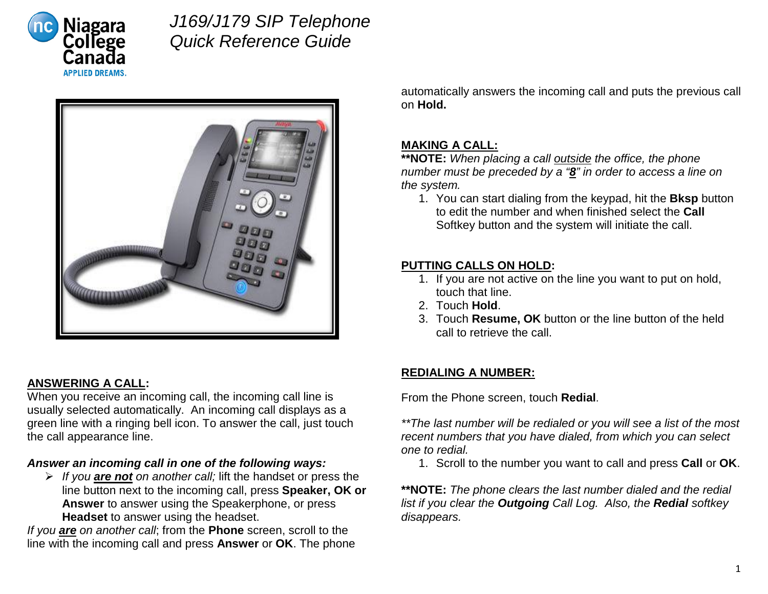# *J169/J179 SIP Telephone Quick Reference Guide*

## ANSWERING A CALL:

When you receive an incoming call, the incoming call line is usually selected automatically. An incoming call displays as a green line with a ringing bell icon. To answer the call, just touch the call appearance line.

***Answer an incoming call in one of the following ways:***

- *If you **are not** on another call;* lift the handset or press the line button next to the incoming call, press **Speaker, OK or Answer** to answer using the Speakerphone, or press **Headset** to answer using the headset.

*If you **are** on another call*; from the **Phone** screen, scroll to the line with the incoming call and press **Answer** or **OK**. The phone automatically answers the incoming call and puts the previous call on **Hold.**

## MAKING A CALL:

****NOTE:** *When placing a call outside the office, the phone number must be preceded by a "**8**" in order to access a line on the system.*

1. You can start dialing from the keypad, hit the **Bksp** button to edit the number and when finished select the **Call** Softkey button and the system will initiate the call.

## PUTTING CALLS ON HOLD:

1. If you are not active on the line you want to put on hold, touch that line.
2. Touch **Hold**.
3. Touch **Resume, OK** button or the line button of the held call to retrieve the call.

## REDIALING A NUMBER:

From the Phone screen, touch **Redial**.

*\*\*The last number will be redialed or you will see a list of the most recent numbers that you have dialed, from which you can select one to redial.*

1. Scroll to the number you want to call and press **Call** or **OK**.

****NOTE:** *The phone clears the last number dialed and the redial list if you clear the **Outgoing** Call Log. Also, the **Redial** softkey disappears.*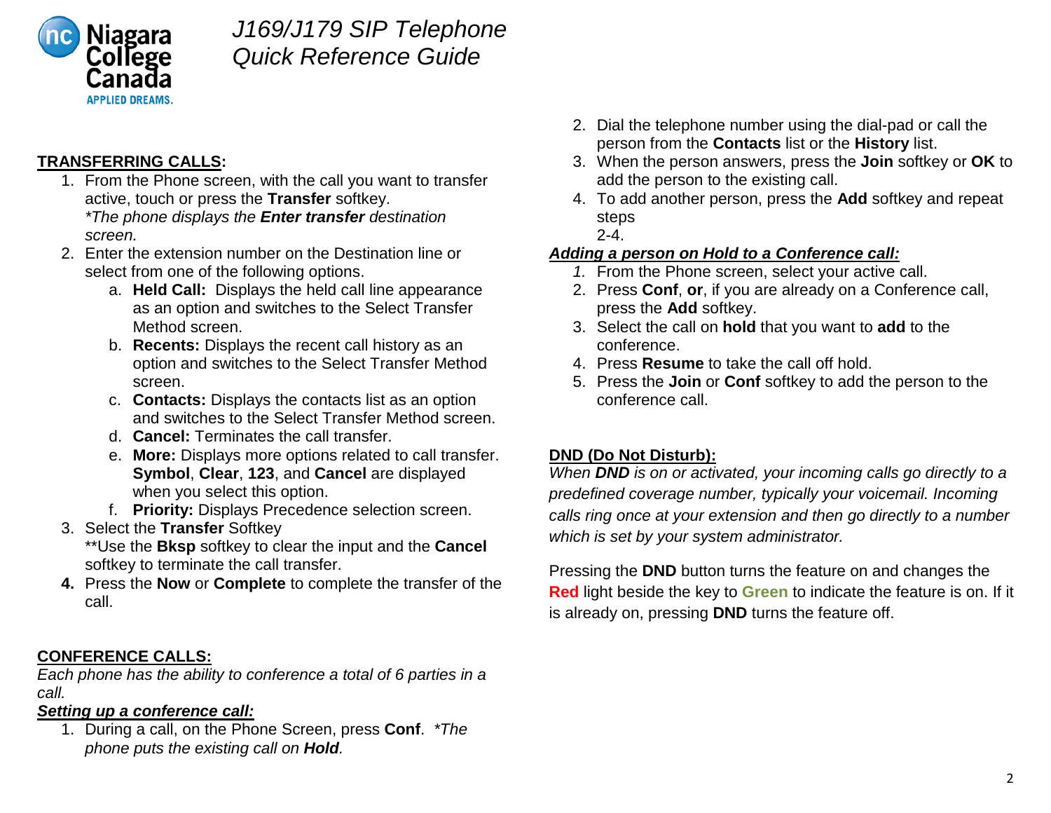Niagara College Canada
APPLIED DREAMS.

*J169/J179 SIP Telephone Quick Reference Guide*

## TRANSFERRING CALLS:

1. From the Phone screen, with the call you want to transfer active, touch or press the **Transfer** softkey.
   *\*The phone displays the **Enter transfer** destination screen.*
2. Enter the extension number on the Destination line or select from one of the following options.
   a. **Held Call:** Displays the held call line appearance as an option and switches to the Select Transfer Method screen.
   b. **Recents:** Displays the recent call history as an option and switches to the Select Transfer Method screen.
   c. **Contacts:** Displays the contacts list as an option and switches to the Select Transfer Method screen.
   d. **Cancel:** Terminates the call transfer.
   e. **More:** Displays more options related to call transfer. **Symbol**, **Clear**, **123**, and **Cancel** are displayed when you select this option.
   f. **Priority:** Displays Precedence selection screen.
3. Select the **Transfer** Softkey
   \*\*Use the **Bksp** softkey to clear the input and the **Cancel** softkey to terminate the call transfer.
4. Press the **Now** or **Complete** to complete the transfer of the call.

## CONFERENCE CALLS:

*Each phone has the ability to conference a total of 6 parties in a call.*

***Setting up a conference call:***

1. During a call, on the Phone Screen, press **Conf**. *\*The phone puts the existing call on **Hold**.*
2. Dial the telephone number using the dial-pad or call the person from the **Contacts** list or the **History** list.
3. When the person answers, press the **Join** softkey or **OK** to add the person to the existing call.
4. To add another person, press the **Add** softkey and repeat steps 2-4.

***Adding a person on Hold to a Conference call:***

1. From the Phone screen, select your active call.
2. Press **Conf**, **or**, if you are already on a Conference call, press the **Add** softkey.
3. Select the call on **hold** that you want to **add** to the conference.
4. Press **Resume** to take the call off hold.
5. Press the **Join** or **Conf** softkey to add the person to the conference call.

## DND (Do Not Disturb):

*When **DND** is on or activated, your incoming calls go directly to a predefined coverage number, typically your voicemail. Incoming calls ring once at your extension and then go directly to a number which is set by your system administrator.*

Pressing the **DND** button turns the feature on and changes the **Red** light beside the key to **Green** to indicate the feature is on. If it is already on, pressing **DND** turns the feature off.